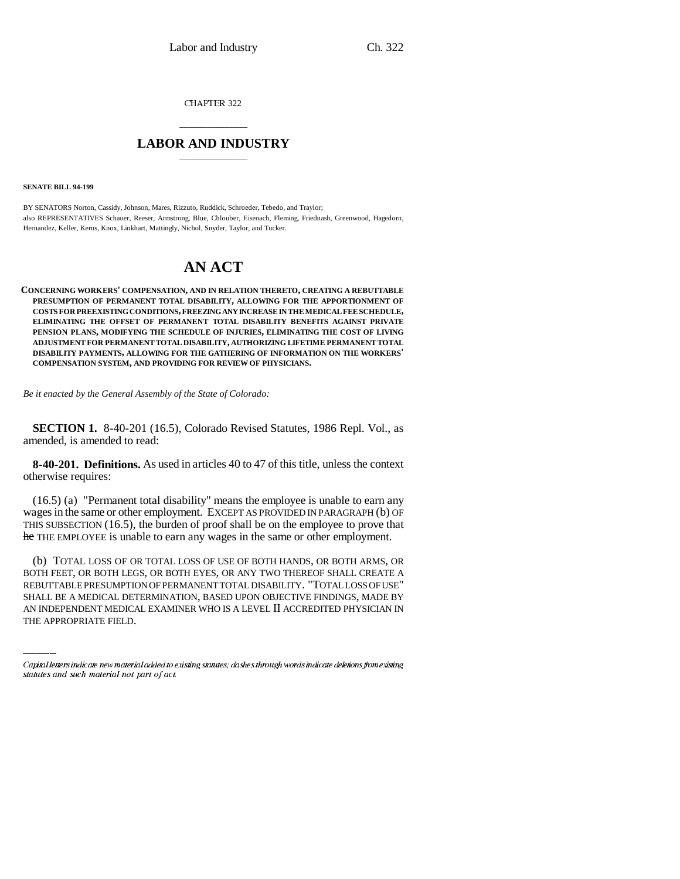CHAPTER 322

# LABOR AND INDUSTRY

**SENATE BILL 94-199**

BY SENATORS Norton, Cassidy, Johnson, Mares, Rizzuto, Ruddick, Schroeder, Tebedo, and Traylor;
also REPRESENTATIVES Schauer, Reeser, Armstrong, Blue, Chlouber, Eisenach, Fleming, Friednash, Greenwood, Hagedorn, Hernandez, Keller, Kerns, Knox, Linkhart, Mattingly, Nichol, Snyder, Taylor, and Tucker.

# AN ACT

**CONCERNING WORKERS' COMPENSATION, AND IN RELATION THERETO, CREATING A REBUTTABLE PRESUMPTION OF PERMANENT TOTAL DISABILITY, ALLOWING FOR THE APPORTIONMENT OF COSTS FOR PREEXISTING CONDITIONS, FREEZING ANY INCREASE IN THE MEDICAL FEE SCHEDULE, ELIMINATING THE OFFSET OF PERMANENT TOTAL DISABILITY BENEFITS AGAINST PRIVATE PENSION PLANS, MODIFYING THE SCHEDULE OF INJURIES, ELIMINATING THE COST OF LIVING ADJUSTMENT FOR PERMANENT TOTAL DISABILITY, AUTHORIZING LIFETIME PERMANENT TOTAL DISABILITY PAYMENTS, ALLOWING FOR THE GATHERING OF INFORMATION ON THE WORKERS' COMPENSATION SYSTEM, AND PROVIDING FOR REVIEW OF PHYSICIANS.**

*Be it enacted by the General Assembly of the State of Colorado:*

**SECTION 1.** 8-40-201 (16.5), Colorado Revised Statutes, 1986 Repl. Vol., as amended, is amended to read:

**8-40-201. Definitions.** As used in articles 40 to 47 of this title, unless the context otherwise requires:

(16.5) (a) "Permanent total disability" means the employee is unable to earn any wages in the same or other employment. EXCEPT AS PROVIDED IN PARAGRAPH (b) OF THIS SUBSECTION (16.5), the burden of proof shall be on the employee to prove that ~~he~~ THE EMPLOYEE is unable to earn any wages in the same or other employment.

(b) TOTAL LOSS OF OR TOTAL LOSS OF USE OF BOTH HANDS, OR BOTH ARMS, OR BOTH FEET, OR BOTH LEGS, OR BOTH EYES, OR ANY TWO THEREOF SHALL CREATE A REBUTTABLE PRESUMPTION OF PERMANENT TOTAL DISABILITY. "TOTAL LOSS OF USE" SHALL BE A MEDICAL DETERMINATION, BASED UPON OBJECTIVE FINDINGS, MADE BY AN INDEPENDENT MEDICAL EXAMINER WHO IS A LEVEL II ACCREDITED PHYSICIAN IN THE APPROPRIATE FIELD.

Capital letters indicate new material added to existing statutes; dashes through words indicate deletions from existing statutes and such material not part of act.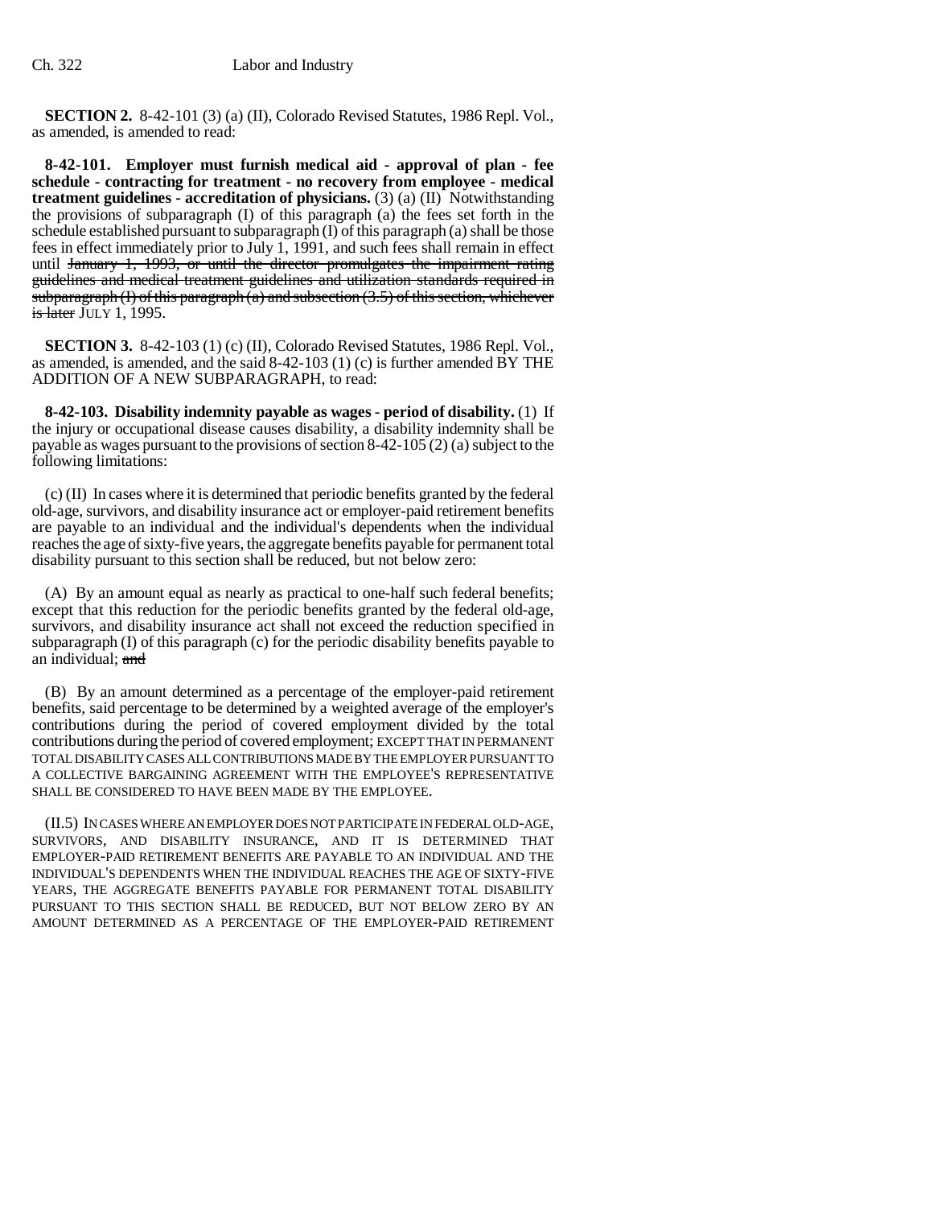**SECTION 2.** 8-42-101 (3) (a) (II), Colorado Revised Statutes, 1986 Repl. Vol., as amended, is amended to read:

**8-42-101. Employer must furnish medical aid - approval of plan - fee schedule - contracting for treatment - no recovery from employee - medical treatment guidelines - accreditation of physicians.** (3) (a) (II) Notwithstanding the provisions of subparagraph (I) of this paragraph (a) the fees set forth in the schedule established pursuant to subparagraph (I) of this paragraph (a) shall be those fees in effect immediately prior to July 1, 1991, and such fees shall remain in effect until ~~January 1, 1993, or until the director promulgates the impairment rating guidelines and medical treatment guidelines and utilization standards required in subparagraph (I) of this paragraph (a) and subsection (3.5) of this section, whichever is later~~ JULY 1, 1995.

**SECTION 3.** 8-42-103 (1) (c) (II), Colorado Revised Statutes, 1986 Repl. Vol., as amended, is amended, and the said 8-42-103 (1) (c) is further amended BY THE ADDITION OF A NEW SUBPARAGRAPH, to read:

**8-42-103. Disability indemnity payable as wages - period of disability.** (1) If the injury or occupational disease causes disability, a disability indemnity shall be payable as wages pursuant to the provisions of section 8-42-105 (2) (a) subject to the following limitations:

(c) (II) In cases where it is determined that periodic benefits granted by the federal old-age, survivors, and disability insurance act or employer-paid retirement benefits are payable to an individual and the individual's dependents when the individual reaches the age of sixty-five years, the aggregate benefits payable for permanent total disability pursuant to this section shall be reduced, but not below zero:

(A) By an amount equal as nearly as practical to one-half such federal benefits; except that this reduction for the periodic benefits granted by the federal old-age, survivors, and disability insurance act shall not exceed the reduction specified in subparagraph (I) of this paragraph (c) for the periodic disability benefits payable to an individual; ~~and~~

(B) By an amount determined as a percentage of the employer-paid retirement benefits, said percentage to be determined by a weighted average of the employer's contributions during the period of covered employment divided by the total contributions during the period of covered employment; EXCEPT THAT IN PERMANENT TOTAL DISABILITY CASES ALL CONTRIBUTIONS MADE BY THE EMPLOYER PURSUANT TO A COLLECTIVE BARGAINING AGREEMENT WITH THE EMPLOYEE'S REPRESENTATIVE SHALL BE CONSIDERED TO HAVE BEEN MADE BY THE EMPLOYEE.

(II.5) IN CASES WHERE AN EMPLOYER DOES NOT PARTICIPATE IN FEDERAL OLD-AGE, SURVIVORS, AND DISABILITY INSURANCE, AND IT IS DETERMINED THAT EMPLOYER-PAID RETIREMENT BENEFITS ARE PAYABLE TO AN INDIVIDUAL AND THE INDIVIDUAL'S DEPENDENTS WHEN THE INDIVIDUAL REACHES THE AGE OF SIXTY-FIVE YEARS, THE AGGREGATE BENEFITS PAYABLE FOR PERMANENT TOTAL DISABILITY PURSUANT TO THIS SECTION SHALL BE REDUCED, BUT NOT BELOW ZERO BY AN AMOUNT DETERMINED AS A PERCENTAGE OF THE EMPLOYER-PAID RETIREMENT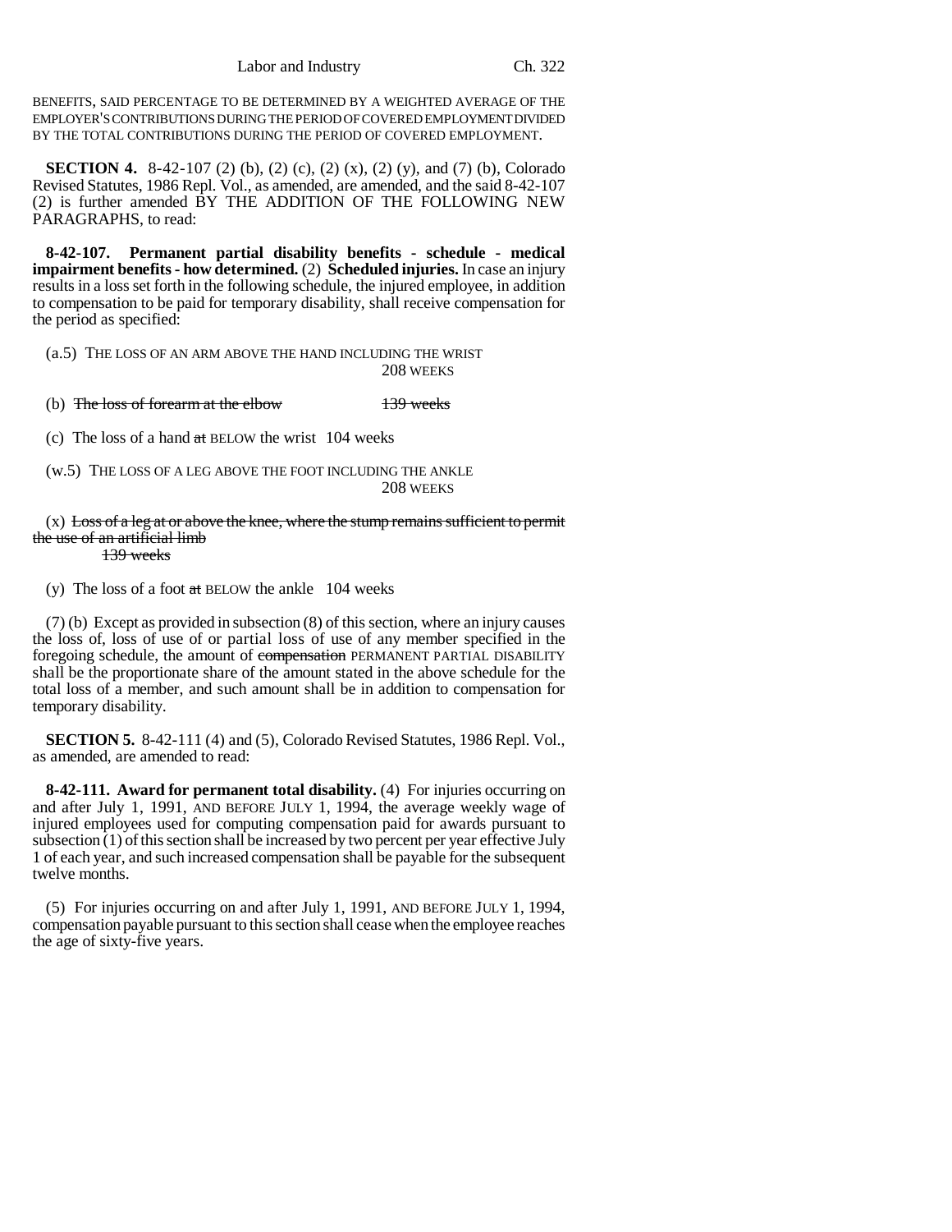BENEFITS, SAID PERCENTAGE TO BE DETERMINED BY A WEIGHTED AVERAGE OF THE EMPLOYER'S CONTRIBUTIONS DURING THE PERIOD OF COVERED EMPLOYMENT DIVIDED BY THE TOTAL CONTRIBUTIONS DURING THE PERIOD OF COVERED EMPLOYMENT.

**SECTION 4.** 8-42-107 (2) (b), (2) (c), (2) (x), (2) (y), and (7) (b), Colorado Revised Statutes, 1986 Repl. Vol., as amended, are amended, and the said 8-42-107 (2) is further amended BY THE ADDITION OF THE FOLLOWING NEW PARAGRAPHS, to read:

**8-42-107. Permanent partial disability benefits - schedule - medical impairment benefits - how determined.** (2) **Scheduled injuries.** In case an injury results in a loss set forth in the following schedule, the injured employee, in addition to compensation to be paid for temporary disability, shall receive compensation for the period as specified:

(a.5) THE LOSS OF AN ARM ABOVE THE HAND INCLUDING THE WRIST 208 WEEKS

(b) ~~The loss of forearm at the elbow 139 weeks~~

(c) The loss of a hand ~~at~~ BELOW the wrist 104 weeks

(w.5) THE LOSS OF A LEG ABOVE THE FOOT INCLUDING THE ANKLE 208 WEEKS

(x) ~~Loss of a leg at or above the knee, where the stump remains sufficient to permit the use of an artificial limb 139 weeks~~

(y) The loss of a foot ~~at~~ BELOW the ankle 104 weeks

(7) (b) Except as provided in subsection (8) of this section, where an injury causes the loss of, loss of use of or partial loss of use of any member specified in the foregoing schedule, the amount of ~~compensation~~ PERMANENT PARTIAL DISABILITY shall be the proportionate share of the amount stated in the above schedule for the total loss of a member, and such amount shall be in addition to compensation for temporary disability.

**SECTION 5.** 8-42-111 (4) and (5), Colorado Revised Statutes, 1986 Repl. Vol., as amended, are amended to read:

**8-42-111. Award for permanent total disability.** (4) For injuries occurring on and after July 1, 1991, AND BEFORE JULY 1, 1994, the average weekly wage of injured employees used for computing compensation paid for awards pursuant to subsection (1) of this section shall be increased by two percent per year effective July 1 of each year, and such increased compensation shall be payable for the subsequent twelve months.

(5) For injuries occurring on and after July 1, 1991, AND BEFORE JULY 1, 1994, compensation payable pursuant to this section shall cease when the employee reaches the age of sixty-five years.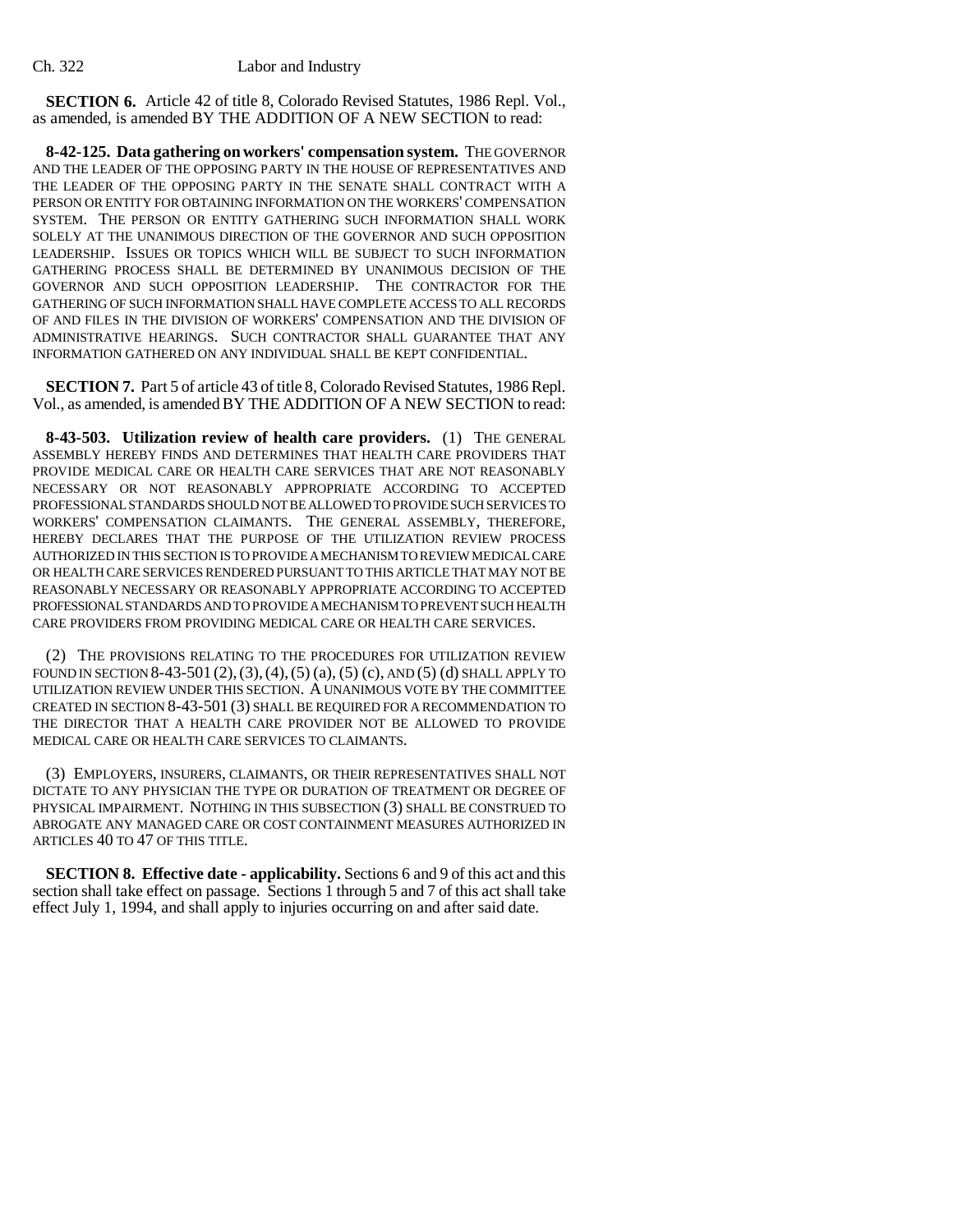**SECTION 6.** Article 42 of title 8, Colorado Revised Statutes, 1986 Repl. Vol., as amended, is amended BY THE ADDITION OF A NEW SECTION to read:

**8-42-125. Data gathering on workers' compensation system.** THE GOVERNOR AND THE LEADER OF THE OPPOSING PARTY IN THE HOUSE OF REPRESENTATIVES AND THE LEADER OF THE OPPOSING PARTY IN THE SENATE SHALL CONTRACT WITH A PERSON OR ENTITY FOR OBTAINING INFORMATION ON THE WORKERS' COMPENSATION SYSTEM. THE PERSON OR ENTITY GATHERING SUCH INFORMATION SHALL WORK SOLELY AT THE UNANIMOUS DIRECTION OF THE GOVERNOR AND SUCH OPPOSITION LEADERSHIP. ISSUES OR TOPICS WHICH WILL BE SUBJECT TO SUCH INFORMATION GATHERING PROCESS SHALL BE DETERMINED BY UNANIMOUS DECISION OF THE GOVERNOR AND SUCH OPPOSITION LEADERSHIP. THE CONTRACTOR FOR THE GATHERING OF SUCH INFORMATION SHALL HAVE COMPLETE ACCESS TO ALL RECORDS OF AND FILES IN THE DIVISION OF WORKERS' COMPENSATION AND THE DIVISION OF ADMINISTRATIVE HEARINGS. SUCH CONTRACTOR SHALL GUARANTEE THAT ANY INFORMATION GATHERED ON ANY INDIVIDUAL SHALL BE KEPT CONFIDENTIAL.

**SECTION 7.** Part 5 of article 43 of title 8, Colorado Revised Statutes, 1986 Repl. Vol., as amended, is amended BY THE ADDITION OF A NEW SECTION to read:

**8-43-503. Utilization review of health care providers.** (1) THE GENERAL ASSEMBLY HEREBY FINDS AND DETERMINES THAT HEALTH CARE PROVIDERS THAT PROVIDE MEDICAL CARE OR HEALTH CARE SERVICES THAT ARE NOT REASONABLY NECESSARY OR NOT REASONABLY APPROPRIATE ACCORDING TO ACCEPTED PROFESSIONAL STANDARDS SHOULD NOT BE ALLOWED TO PROVIDE SUCH SERVICES TO WORKERS' COMPENSATION CLAIMANTS. THE GENERAL ASSEMBLY, THEREFORE, HEREBY DECLARES THAT THE PURPOSE OF THE UTILIZATION REVIEW PROCESS AUTHORIZED IN THIS SECTION IS TO PROVIDE A MECHANISM TO REVIEW MEDICAL CARE OR HEALTH CARE SERVICES RENDERED PURSUANT TO THIS ARTICLE THAT MAY NOT BE REASONABLY NECESSARY OR REASONABLY APPROPRIATE ACCORDING TO ACCEPTED PROFESSIONAL STANDARDS AND TO PROVIDE A MECHANISM TO PREVENT SUCH HEALTH CARE PROVIDERS FROM PROVIDING MEDICAL CARE OR HEALTH CARE SERVICES.

(2) THE PROVISIONS RELATING TO THE PROCEDURES FOR UTILIZATION REVIEW FOUND IN SECTION 8-43-501 (2), (3), (4), (5) (a), (5) (c), AND (5) (d) SHALL APPLY TO UTILIZATION REVIEW UNDER THIS SECTION. A UNANIMOUS VOTE BY THE COMMITTEE CREATED IN SECTION 8-43-501 (3) SHALL BE REQUIRED FOR A RECOMMENDATION TO THE DIRECTOR THAT A HEALTH CARE PROVIDER NOT BE ALLOWED TO PROVIDE MEDICAL CARE OR HEALTH CARE SERVICES TO CLAIMANTS.

(3) EMPLOYERS, INSURERS, CLAIMANTS, OR THEIR REPRESENTATIVES SHALL NOT DICTATE TO ANY PHYSICIAN THE TYPE OR DURATION OF TREATMENT OR DEGREE OF PHYSICAL IMPAIRMENT. NOTHING IN THIS SUBSECTION (3) SHALL BE CONSTRUED TO ABROGATE ANY MANAGED CARE OR COST CONTAINMENT MEASURES AUTHORIZED IN ARTICLES 40 TO 47 OF THIS TITLE.

**SECTION 8. Effective date - applicability.** Sections 6 and 9 of this act and this section shall take effect on passage. Sections 1 through 5 and 7 of this act shall take effect July 1, 1994, and shall apply to injuries occurring on and after said date.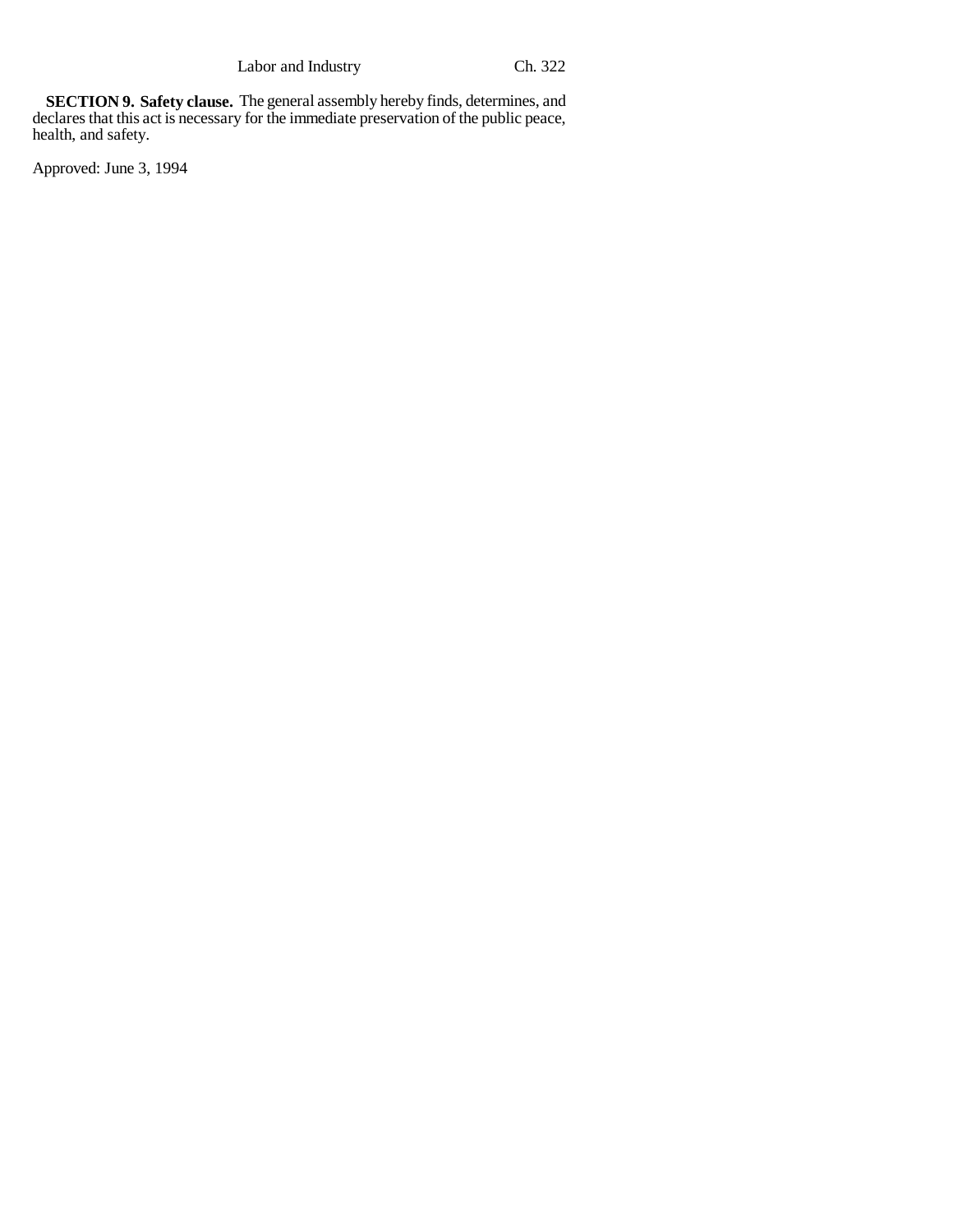**SECTION 9. Safety clause.** The general assembly hereby finds, determines, and declares that this act is necessary for the immediate preservation of the public peace, health, and safety.

Approved: June 3, 1994